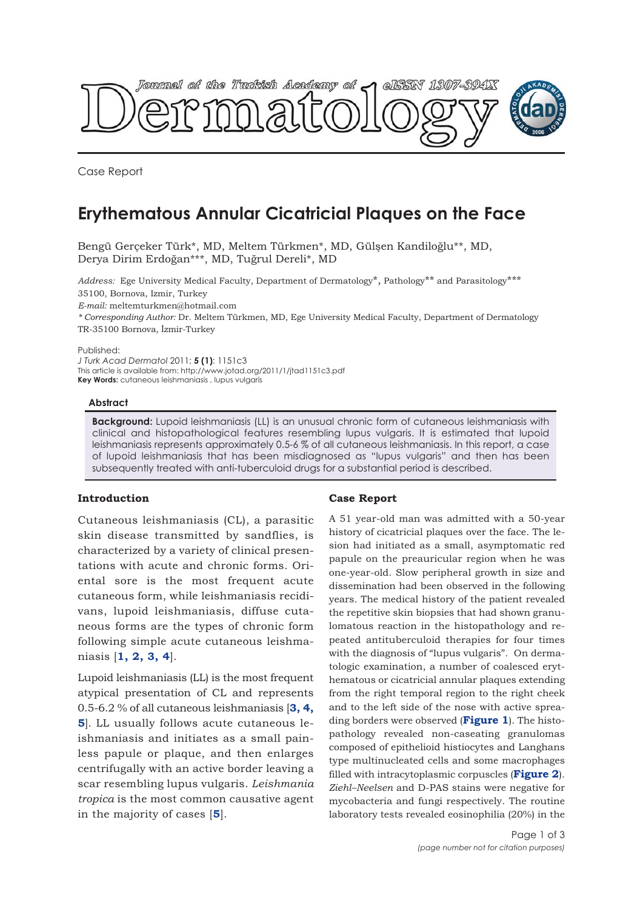Case Report

# Erythematous Annular Cicatricial Plaques on the Face

Bengü Gerçeker Türk*, MD, Meltem Türkmen*, MD, Gülşen Kandiloğlu**, MD, Derya Dirim Erdoğan***, MD, Tuğrul Dereli*, MD

*Address:* Ege University Medical Faculty, Department of Dermatology*, Pathology** and Parasitology*** 35100, Bornova, Izmir, Turkey
*E-mail:* meltemturkmen@hotmail.com
*\* Corresponding Author:* Dr. Meltem Türkmen, MD, Ege University Medical Faculty, Department of Dermatology TR-35100 Bornova, İzmir-Turkey

Published:
*J Turk Acad Dermatol* 2011; **5 (1)**: 1151c3
This article is available from: http://www.jotad.org/2011/1/jtad1151c3.pdf
**Key Words:** cutaneous leishmaniasis , lupus vulgaris

#### Abstract

**Background:** Lupoid leishmaniasis (LL) is an unusual chronic form of cutaneous leishmaniasis with clinical and histopathological features resembling lupus vulgaris. It is estimated that lupoid leishmaniasis represents approximately 0.5-6 % of all cutaneous leishmaniasis. In this report, a case of lupoid leishmaniasis that has been misdiagnosed as "lupus vulgaris" and then has been subsequently treated with anti-tuberculoid drugs for a substantial period is described.

## Introduction

Cutaneous leishmaniasis (CL), a parasitic skin disease transmitted by sandflies, is characterized by a variety of clinical presentations with acute and chronic forms. Oriental sore is the most frequent acute cutaneous form, while leishmaniasis recidivans, lupoid leishmaniasis, diffuse cutaneous forms are the types of chronic form following simple acute cutaneous leishmaniasis [**1, 2, 3, 4**].

Lupoid leishmaniasis (LL) is the most frequent atypical presentation of CL and represents 0.5-6.2 % of all cutaneous leishmaniasis [**3, 4, 5**]. LL usually follows acute cutaneous leishmaniasis and initiates as a small painless papule or plaque, and then enlarges centrifugally with an active border leaving a scar resembling lupus vulgaris. *Leishmania tropica* is the most common causative agent in the majority of cases [**5**].

## Case Report

A 51 year-old man was admitted with a 50-year history of cicatricial plaques over the face. The lesion had initiated as a small, asymptomatic red papule on the preauricular region when he was one-year-old. Slow peripheral growth in size and dissemination had been observed in the following years. The medical history of the patient revealed the repetitive skin biopsies that had shown granulomatous reaction in the histopathology and repeated antituberculoid therapies for four times with the diagnosis of "lupus vulgaris". On dermatologic examination, a number of coalesced erythematous or cicatricial annular plaques extending from the right temporal region to the right cheek and to the left side of the nose with active spreading borders were observed (**Figure 1**). The histopathology revealed non-caseating granulomas composed of epithelioid histiocytes and Langhans type multinucleated cells and some macrophages filled with intracytoplasmic corpuscles (**Figure 2**). *Ziehl–Neelsen* and D-PAS stains were negative for mycobacteria and fungi respectively. The routine laboratory tests revealed eosinophilia (20%) in the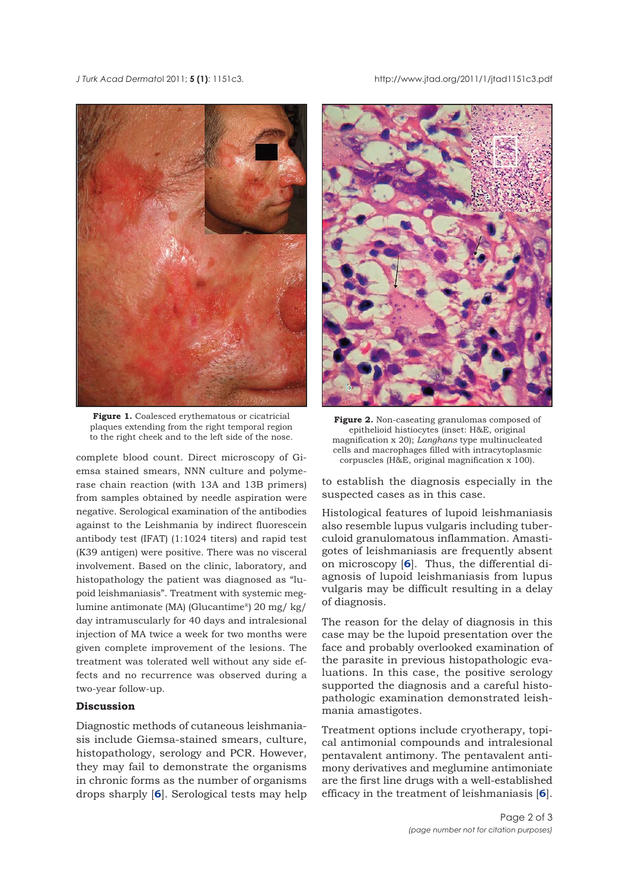Figure 1. Coalesced erythematous or cicatricial plaques extending from the right temporal region to the right cheek and to the left side of the nose.

Figure 2. Non-caseating granulomas composed of epithelioid histiocytes (inset: H&E, original magnification x 20); *Langhans* type multinucleated cells and macrophages filled with intracytoplasmic corpuscles (H&E, original magnification x 100).

complete blood count. Direct microscopy of Giemsa stained smears, NNN culture and polymerase chain reaction (with 13A and 13B primers) from samples obtained by needle aspiration were negative. Serological examination of the antibodies against to the Leishmania by indirect fluorescein antibody test (IFAT) (1:1024 titers) and rapid test (K39 antigen) were positive. There was no visceral involvement. Based on the clinic, laboratory, and histopathology the patient was diagnosed as "lupoid leishmaniasis". Treatment with systemic meglumine antimonate (MA) (Glucantime®) 20 mg/ kg/ day intramuscularly for 40 days and intralesional injection of MA twice a week for two months were given complete improvement of the lesions. The treatment was tolerated well without any side effects and no recurrence was observed during a two-year follow-up.

## Discussion

Diagnostic methods of cutaneous leishmaniasis include Giemsa-stained smears, culture, histopathology, serology and PCR. However, they may fail to demonstrate the organisms in chronic forms as the number of organisms drops sharply [6]. Serological tests may help to establish the diagnosis especially in the suspected cases as in this case.

Histological features of lupoid leishmaniasis also resemble lupus vulgaris including tuberculoid granulomatous inflammation. Amastigotes of leishmaniasis are frequently absent on microscopy [6]. Thus, the differential diagnosis of lupoid leishmaniasis from lupus vulgaris may be difficult resulting in a delay of diagnosis.

The reason for the delay of diagnosis in this case may be the lupoid presentation over the face and probably overlooked examination of the parasite in previous histopathologic evaluations. In this case, the positive serology supported the diagnosis and a careful histopathologic examination demonstrated leishmania amastigotes.

Treatment options include cryotherapy, topical antimonial compounds and intralesional pentavalent antimony. The pentavalent antimony derivatives and meglumine antimoniate are the first line drugs with a well-established efficacy in the treatment of leishmaniasis [6].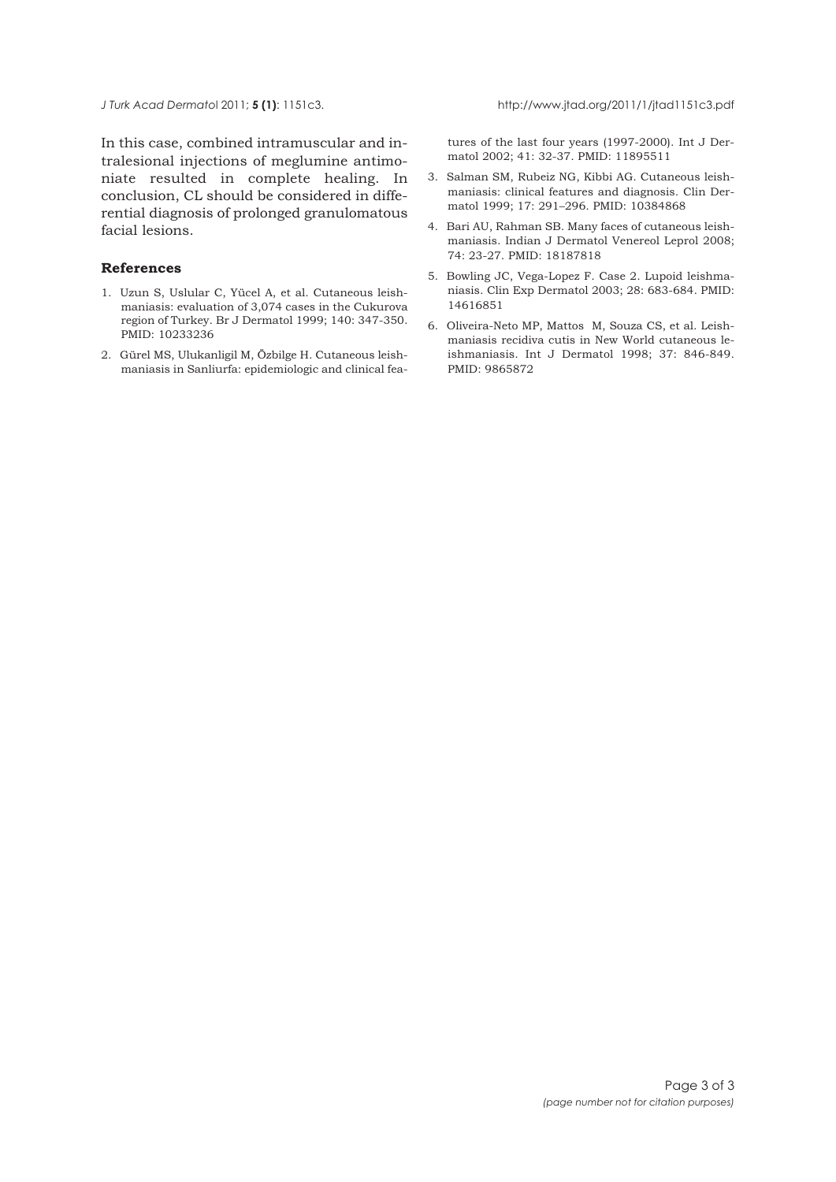In this case, combined intramuscular and intralesional injections of meglumine antimoniate resulted in complete healing. In conclusion, CL should be considered in differential diagnosis of prolonged granulomatous facial lesions.

## References

1. Uzun S, Uslular C, Yücel A, et al. Cutaneous leishmaniasis: evaluation of 3,074 cases in the Cukurova region of Turkey. Br J Dermatol 1999; 140: 347-350. PMID: 10233236
2. Gürel MS, Ulukanligil M, Özbilge H. Cutaneous leishmaniasis in Sanliurfa: epidemiologic and clinical features of the last four years (1997-2000). Int J Dermatol 2002; 41: 32-37. PMID: 11895511
3. Salman SM, Rubeiz NG, Kibbi AG. Cutaneous leishmaniasis: clinical features and diagnosis. Clin Dermatol 1999; 17: 291–296. PMID: 10384868
4. Bari AU, Rahman SB. Many faces of cutaneous leishmaniasis. Indian J Dermatol Venereol Leprol 2008; 74: 23-27. PMID: 18187818
5. Bowling JC, Vega-Lopez F. Case 2. Lupoid leishmaniasis. Clin Exp Dermatol 2003; 28: 683-684. PMID: 14616851
6. Oliveira-Neto MP, Mattos M, Souza CS, et al. Leishmaniasis recidiva cutis in New World cutaneous leishmaniasis. Int J Dermatol 1998; 37: 846-849. PMID: 9865872